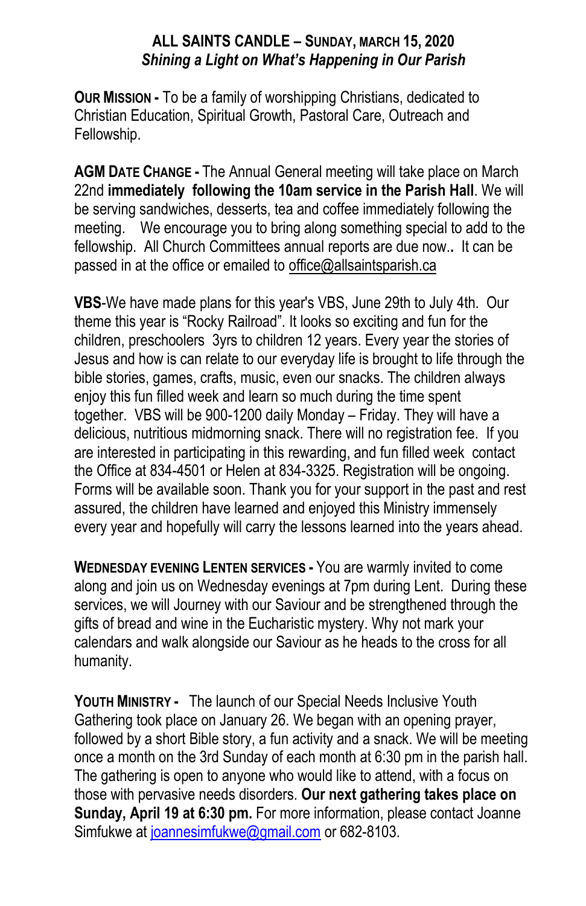**ALL SAINTS CANDLE – SUNDAY, MARCH 15, 2020**
***Shining a Light on What's Happening in Our Parish***

**OUR MISSION -** To be a family of worshipping Christians, dedicated to Christian Education, Spiritual Growth, Pastoral Care, Outreach and Fellowship.

**AGM DATE CHANGE -** The Annual General meeting will take place on March 22nd **immediately following the 10am service in the Parish Hall**. We will be serving sandwiches, desserts, tea and coffee immediately following the meeting. We encourage you to bring along something special to add to the fellowship. All Church Committees annual reports are due now**.** It can be passed in at the office or emailed to office@allsaintsparish.ca

**VBS**-We have made plans for this year's VBS, June 29th to July 4th. Our theme this year is "Rocky Railroad". It looks so exciting and fun for the children, preschoolers 3yrs to children 12 years. Every year the stories of Jesus and how is can relate to our everyday life is brought to life through the bible stories, games, crafts, music, even our snacks. The children always enjoy this fun filled week and learn so much during the time spent together. VBS will be 900-1200 daily Monday – Friday. They will have a delicious, nutritious midmorning snack. There will no registration fee. If you are interested in participating in this rewarding, and fun filled week contact the Office at 834-4501 or Helen at 834-3325. Registration will be ongoing. Forms will be available soon. Thank you for your support in the past and rest assured, the children have learned and enjoyed this Ministry immensely every year and hopefully will carry the lessons learned into the years ahead.

**WEDNESDAY EVENING LENTEN SERVICES -** You are warmly invited to come along and join us on Wednesday evenings at 7pm during Lent. During these services, we will Journey with our Saviour and be strengthened through the gifts of bread and wine in the Eucharistic mystery. Why not mark your calendars and walk alongside our Saviour as he heads to the cross for all humanity.

**YOUTH MINISTRY -** The launch of our Special Needs Inclusive Youth Gathering took place on January 26. We began with an opening prayer, followed by a short Bible story, a fun activity and a snack. We will be meeting once a month on the 3rd Sunday of each month at 6:30 pm in the parish hall. The gathering is open to anyone who would like to attend, with a focus on those with pervasive needs disorders. **Our next gathering takes place on Sunday, April 19 at 6:30 pm.** For more information, please contact Joanne Simfukwe at joannesimfukwe@gmail.com or 682-8103.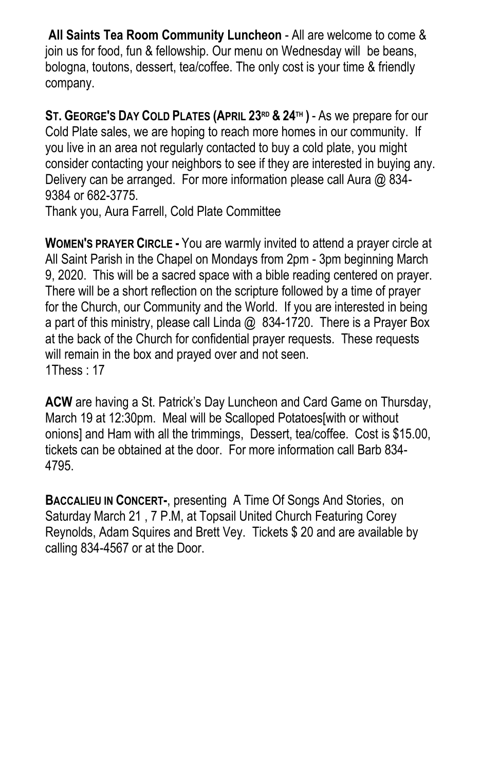**All Saints Tea Room Community Luncheon** - All are welcome to come & join us for food, fun & fellowship. Our menu on Wednesday will be beans, bologna, toutons, dessert, tea/coffee. The only cost is your time & friendly company.

**ST. GEORGE'S DAY COLD PLATES (APRIL 23RD & 24TH )** - As we prepare for our Cold Plate sales, we are hoping to reach more homes in our community. If you live in an area not regularly contacted to buy a cold plate, you might consider contacting your neighbors to see if they are interested in buying any. Delivery can be arranged. For more information please call Aura @ 834-9384 or 682-3775.
Thank you, Aura Farrell, Cold Plate Committee

**WOMEN'S PRAYER CIRCLE -** You are warmly invited to attend a prayer circle at All Saint Parish in the Chapel on Mondays from 2pm - 3pm beginning March 9, 2020. This will be a sacred space with a bible reading centered on prayer. There will be a short reflection on the scripture followed by a time of prayer for the Church, our Community and the World. If you are interested in being a part of this ministry, please call Linda @ 834-1720. There is a Prayer Box at the back of the Church for confidential prayer requests. These requests will remain in the box and prayed over and not seen.
1Thess : 17

**ACW** are having a St. Patrick's Day Luncheon and Card Game on Thursday, March 19 at 12:30pm. Meal will be Scalloped Potatoes[with or without onions] and Ham with all the trimmings, Dessert, tea/coffee. Cost is $15.00, tickets can be obtained at the door. For more information call Barb 834-4795.

**BACCALIEU IN CONCERT-**, presenting A Time Of Songs And Stories, on Saturday March 21 , 7 P.M, at Topsail United Church Featuring Corey Reynolds, Adam Squires and Brett Vey. Tickets $ 20 and are available by calling 834-4567 or at the Door.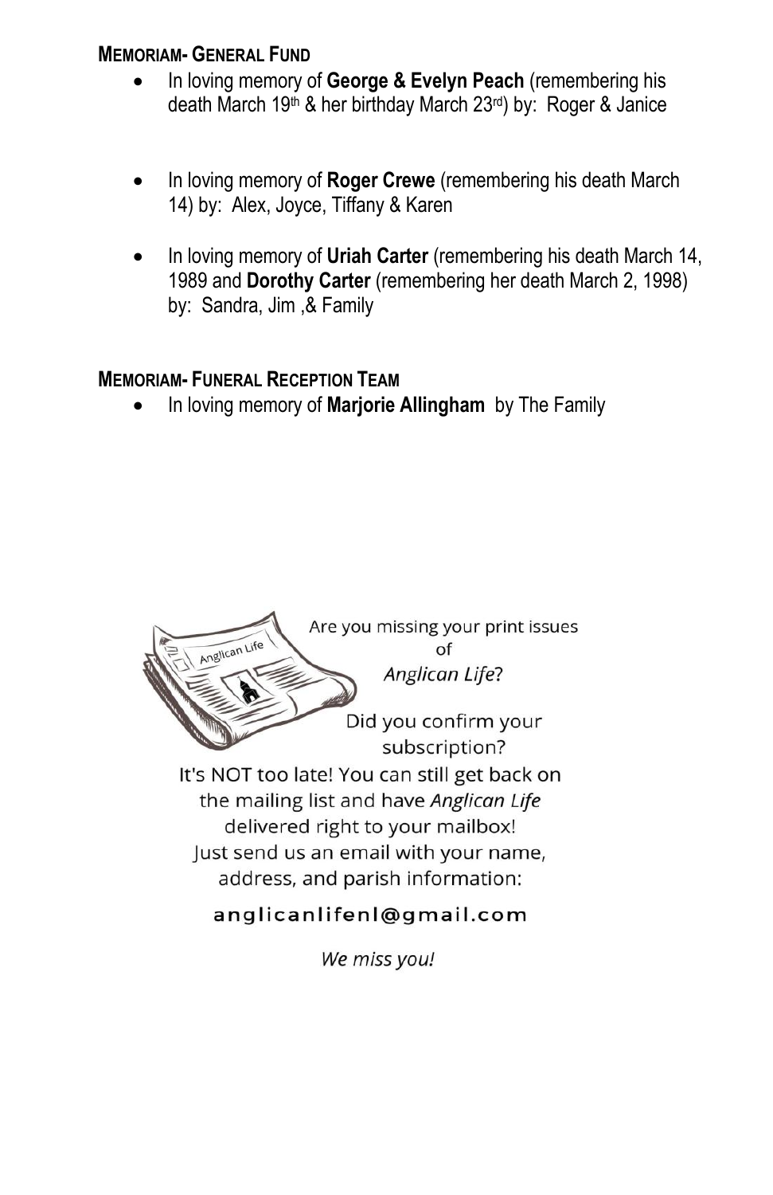**MEMORIAM- GENERAL FUND**

- In loving memory of **George & Evelyn Peach** (remembering his death March 19th & her birthday March 23rd) by: Roger & Janice
- In loving memory of **Roger Crewe** (remembering his death March 14) by: Alex, Joyce, Tiffany & Karen
- In loving memory of **Uriah Carter** (remembering his death March 14, 1989 and **Dorothy Carter** (remembering her death March 2, 1998) by: Sandra, Jim ,& Family

**MEMORIAM- FUNERAL RECEPTION TEAM**

- In loving memory of **Marjorie Allingham** by The Family

Are you missing your print issues of *Anglican Life*?

Did you confirm your subscription?

It's NOT too late! You can still get back on the mailing list and have *Anglican Life* delivered right to your mailbox!
Just send us an email with your name, address, and parish information:

anglicanlifenl@gmail.com

*We miss you!*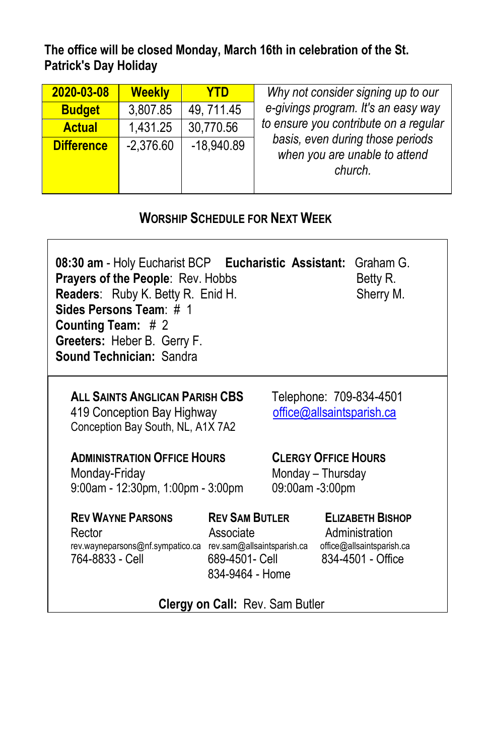**The office will be closed Monday, March 16th in celebration of the St. Patrick's Day Holiday**

| 2020-03-08 | Weekly | YTD |
|---|---|---|
| Budget | 3,807.85 | 49, 711.45 |
| Actual | 1,431.25 | 30,770.56 |
| Difference | -2,376.60 | -18,940.89 |

*Why not consider signing up to our e-givings program. It's an easy way to ensure you contribute on a regular basis, even during those periods when you are unable to attend church.*

## Worship Schedule for Next Week

**08:30 am** - Holy Eucharist BCP

**Eucharistic Assistant:** Graham G. Betty R. Sherry M.

**Prayers of the People**: Rev. Hobbs

**Readers**: Ruby K. Betty R. Enid H.

**Sides Persons Team**: # 1

**Counting Team:** # 2

**Greeters:** Heber B. Gerry F.

**Sound Technician:** Sandra

**All Saints Anglican Parish CBS**
419 Conception Bay Highway
Conception Bay South, NL, A1X 7A2

Telephone: 709-834-4501
office@allsaintsparish.ca

**Administration Office Hours**
Monday-Friday
9:00am - 12:30pm, 1:00pm - 3:00pm

**Clergy Office Hours**
Monday – Thursday
09:00am -3:00pm

**Rev Wayne Parsons**
Rector
rev.wayneparsons@nf.sympatico.ca
764-8833 - Cell

**Rev Sam Butler**
Associate
rev.sam@allsaintsparish.ca
689-4501- Cell
834-9464 - Home

**Elizabeth Bishop**
Administration
office@allsaintsparish.ca
834-4501 - Office

**Clergy on Call:** Rev. Sam Butler